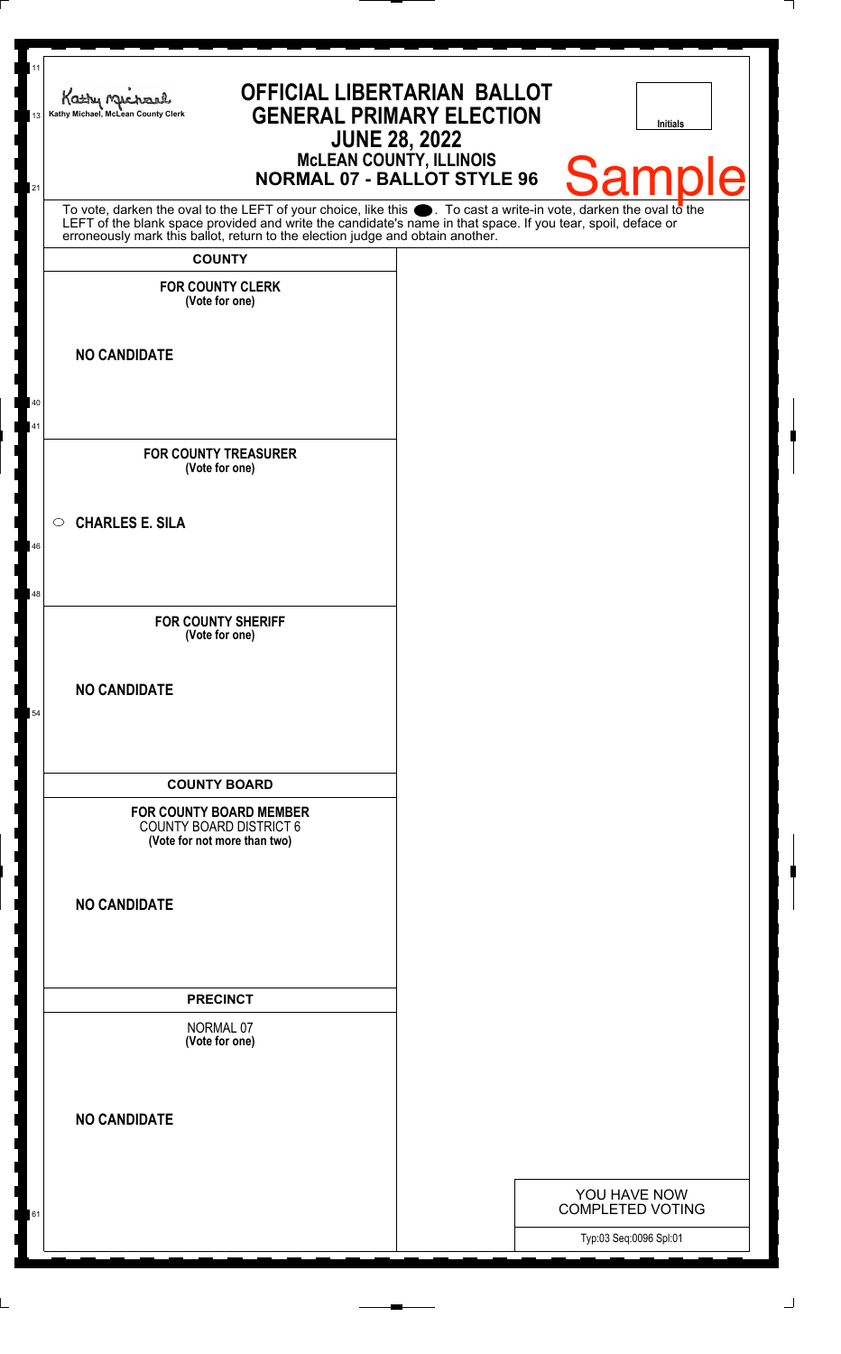Kathy Michael, McLean County Clerk

# OFFICIAL LIBERTARIAN BALLOT
## GENERAL PRIMARY ELECTION
## JUNE 28, 2022
### McLEAN COUNTY, ILLINOIS
### NORMAL 07 - BALLOT STYLE 96

Initials

Sample

To vote, darken the oval to the LEFT of your choice, like this ●. To cast a write-in vote, darken the oval to the LEFT of the blank space provided and write the candidate's name in that space. If you tear, spoil, deface or erroneously mark this ballot, return to the election judge and obtain another.

**COUNTY**

**FOR COUNTY CLERK**
**(Vote for one)**

**NO CANDIDATE**

**FOR COUNTY TREASURER**
**(Vote for one)**

○ **CHARLES E. SILA**

**FOR COUNTY SHERIFF**
**(Vote for one)**

**NO CANDIDATE**

**COUNTY BOARD**

**FOR COUNTY BOARD MEMBER**
COUNTY BOARD DISTRICT 6
**(Vote for not more than two)**

**NO CANDIDATE**

**PRECINCT**

NORMAL 07
**(Vote for one)**

**NO CANDIDATE**

YOU HAVE NOW COMPLETED VOTING

Typ:03 Seq:0096 Spl:01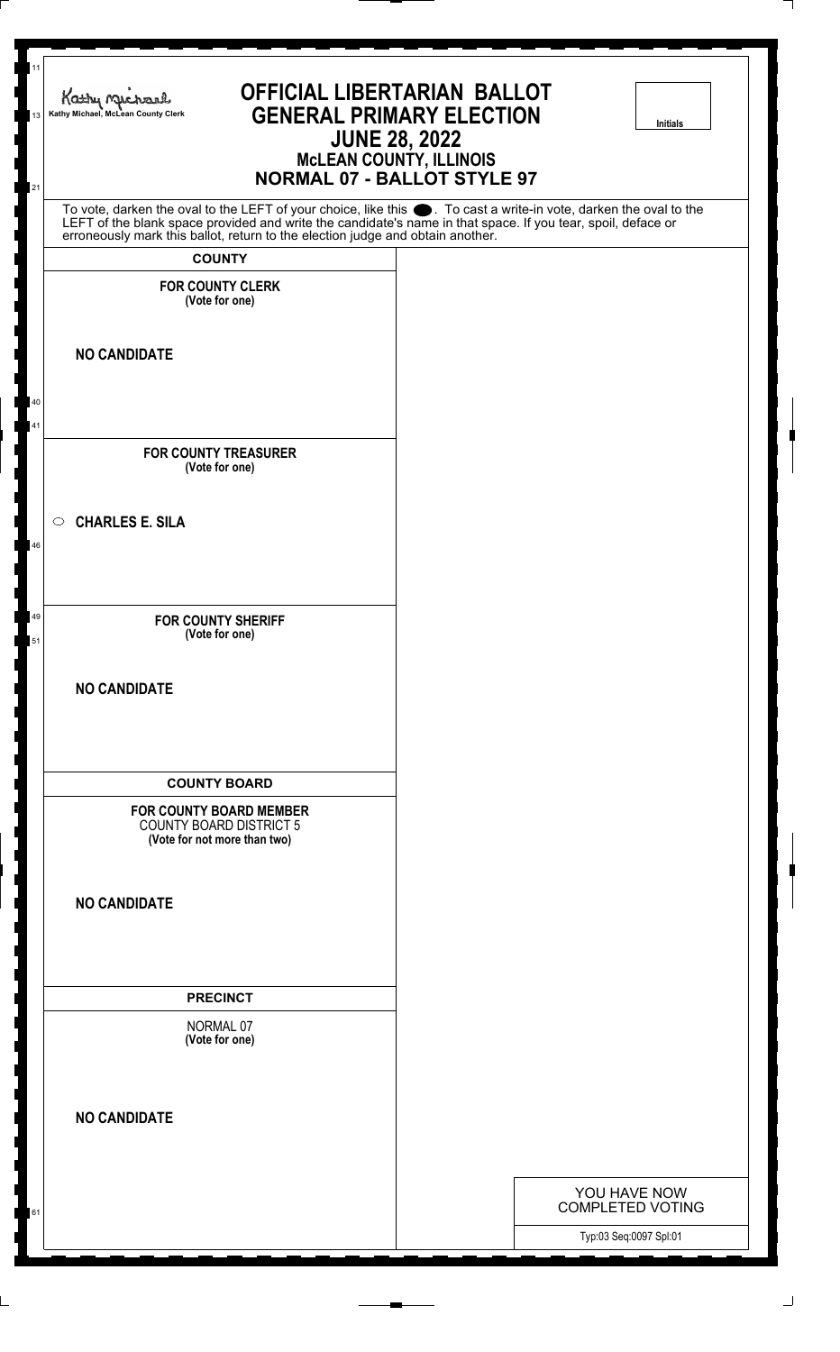Kathy Michael, McLean County Clerk

# OFFICIAL LIBERTARIAN BALLOT
## GENERAL PRIMARY ELECTION
## JUNE 28, 2022
### McLEAN COUNTY, ILLINOIS
### NORMAL 07 - BALLOT STYLE 97

Initials

To vote, darken the oval to the LEFT of your choice, like this ●. To cast a write-in vote, darken the oval to the LEFT of the blank space provided and write the candidate's name in that space. If you tear, spoil, deface or erroneously mark this ballot, return to the election judge and obtain another.

**COUNTY**

**FOR COUNTY CLERK**
**(Vote for one)**

**NO CANDIDATE**

**FOR COUNTY TREASURER**
**(Vote for one)**

○ **CHARLES E. SILA**

**FOR COUNTY SHERIFF**
**(Vote for one)**

**NO CANDIDATE**

**COUNTY BOARD**

**FOR COUNTY BOARD MEMBER**
COUNTY BOARD DISTRICT 5
**(Vote for not more than two)**

**NO CANDIDATE**

**PRECINCT**

NORMAL 07
**(Vote for one)**

**NO CANDIDATE**

YOU HAVE NOW COMPLETED VOTING

Typ:03 Seq:0097 Spl:01